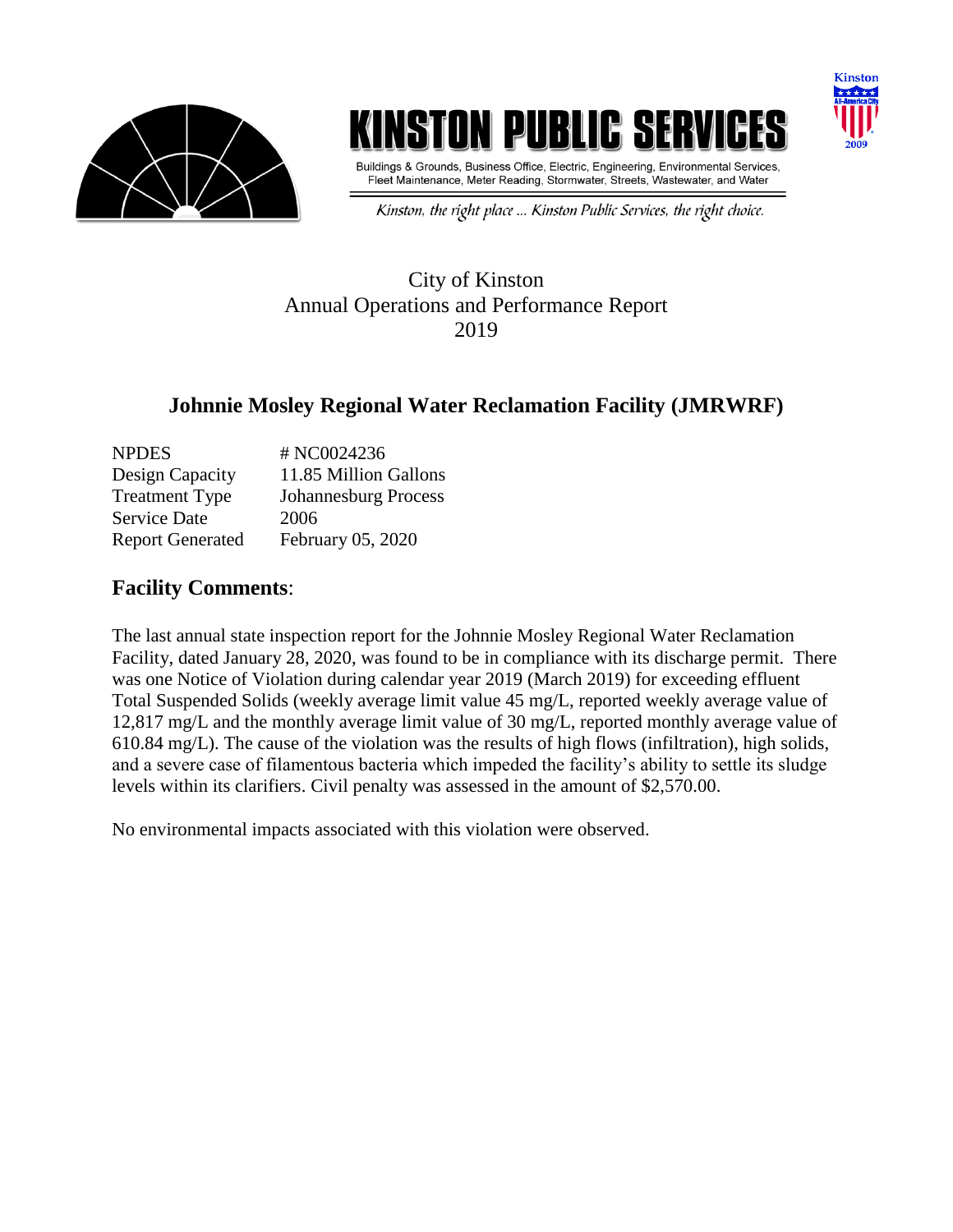# KINSTON PUBLIC SERVICES

Buildings & Grounds, Business Office, Electric, Engineering, Environmental Services, Fleet Maintenance, Meter Reading, Stormwater, Streets, Wastewater, and Water

*Kinston, the right place ... Kinston Public Services, the right choice.*

City of Kinston
Annual Operations and Performance Report
2019

## Johnnie Mosley Regional Water Reclamation Facility (JMRWRF)

| | |
|---|---|
| NPDES | # NC0024236 |
| Design Capacity | 11.85 Million Gallons |
| Treatment Type | Johannesburg Process |
| Service Date | 2006 |
| Report Generated | February 05, 2020 |

## Facility Comments:

The last annual state inspection report for the Johnnie Mosley Regional Water Reclamation Facility, dated January 28, 2020, was found to be in compliance with its discharge permit. There was one Notice of Violation during calendar year 2019 (March 2019) for exceeding effluent Total Suspended Solids (weekly average limit value 45 mg/L, reported weekly average value of 12,817 mg/L and the monthly average limit value of 30 mg/L, reported monthly average value of 610.84 mg/L). The cause of the violation was the results of high flows (infiltration), high solids, and a severe case of filamentous bacteria which impeded the facility's ability to settle its sludge levels within its clarifiers. Civil penalty was assessed in the amount of $2,570.00.

No environmental impacts associated with this violation were observed.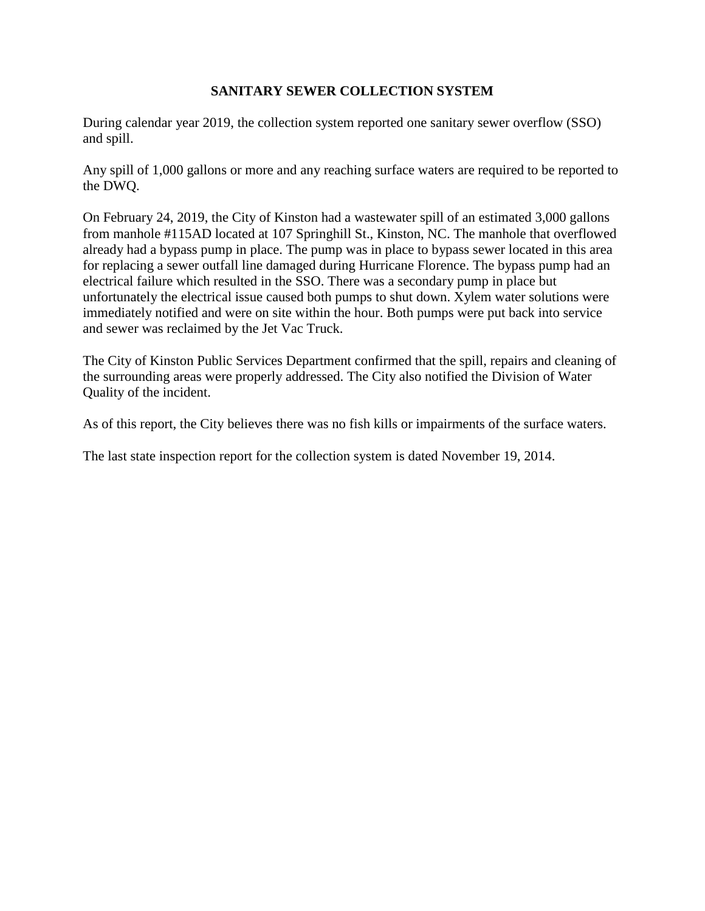## SANITARY SEWER COLLECTION SYSTEM

During calendar year 2019, the collection system reported one sanitary sewer overflow (SSO) and spill.

Any spill of 1,000 gallons or more and any reaching surface waters are required to be reported to the DWQ.

On February 24, 2019, the City of Kinston had a wastewater spill of an estimated 3,000 gallons from manhole #115AD located at 107 Springhill St., Kinston, NC. The manhole that overflowed already had a bypass pump in place. The pump was in place to bypass sewer located in this area for replacing a sewer outfall line damaged during Hurricane Florence. The bypass pump had an electrical failure which resulted in the SSO. There was a secondary pump in place but unfortunately the electrical issue caused both pumps to shut down. Xylem water solutions were immediately notified and were on site within the hour. Both pumps were put back into service and sewer was reclaimed by the Jet Vac Truck.

The City of Kinston Public Services Department confirmed that the spill, repairs and cleaning of the surrounding areas were properly addressed. The City also notified the Division of Water Quality of the incident.

As of this report, the City believes there was no fish kills or impairments of the surface waters.

The last state inspection report for the collection system is dated November 19, 2014.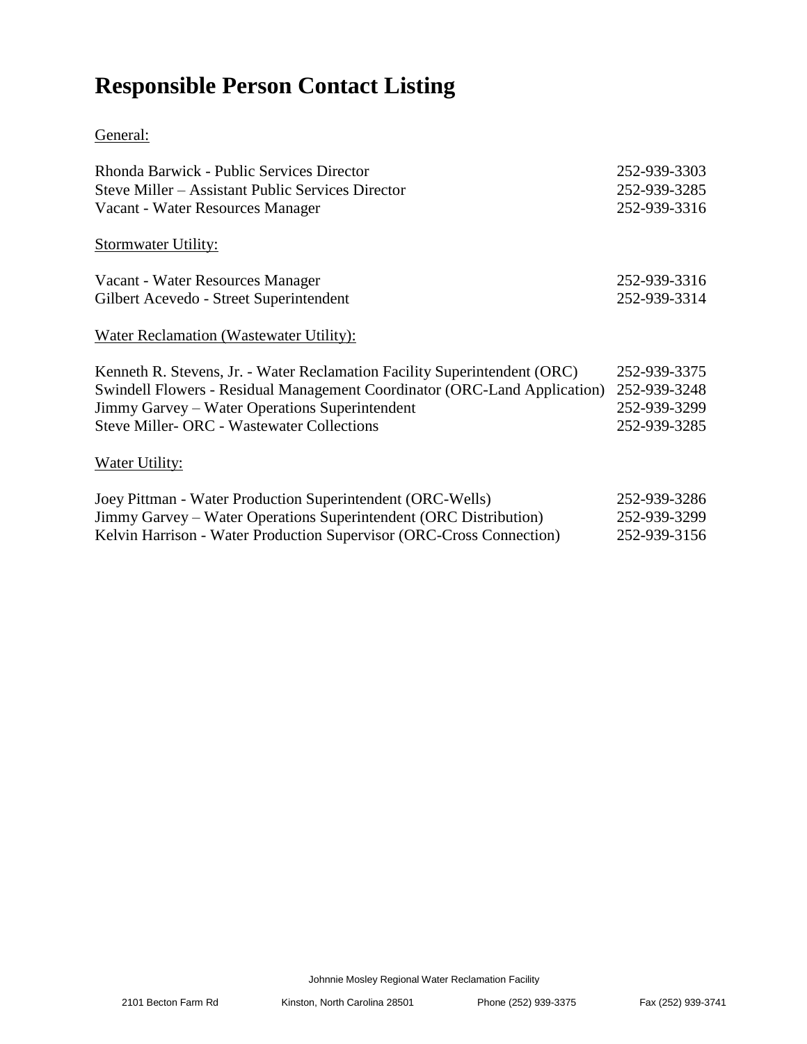# Responsible Person Contact Listing

General:

| | |
|---|---|
| Rhonda Barwick - Public Services Director | 252-939-3303 |
| Steve Miller – Assistant Public Services Director | 252-939-3285 |
| Vacant - Water Resources Manager | 252-939-3316 |

Stormwater Utility:

| | |
|---|---|
| Vacant - Water Resources Manager | 252-939-3316 |
| Gilbert Acevedo - Street Superintendent | 252-939-3314 |

Water Reclamation (Wastewater Utility):

| | |
|---|---|
| Kenneth R. Stevens, Jr. - Water Reclamation Facility Superintendent (ORC) | 252-939-3375 |
| Swindell Flowers - Residual Management Coordinator (ORC-Land Application) | 252-939-3248 |
| Jimmy Garvey – Water Operations Superintendent | 252-939-3299 |
| Steve Miller- ORC - Wastewater Collections | 252-939-3285 |

Water Utility:

| | |
|---|---|
| Joey Pittman - Water Production Superintendent (ORC-Wells) | 252-939-3286 |
| Jimmy Garvey – Water Operations Superintendent (ORC Distribution) | 252-939-3299 |
| Kelvin Harrison - Water Production Supervisor (ORC-Cross Connection) | 252-939-3156 |